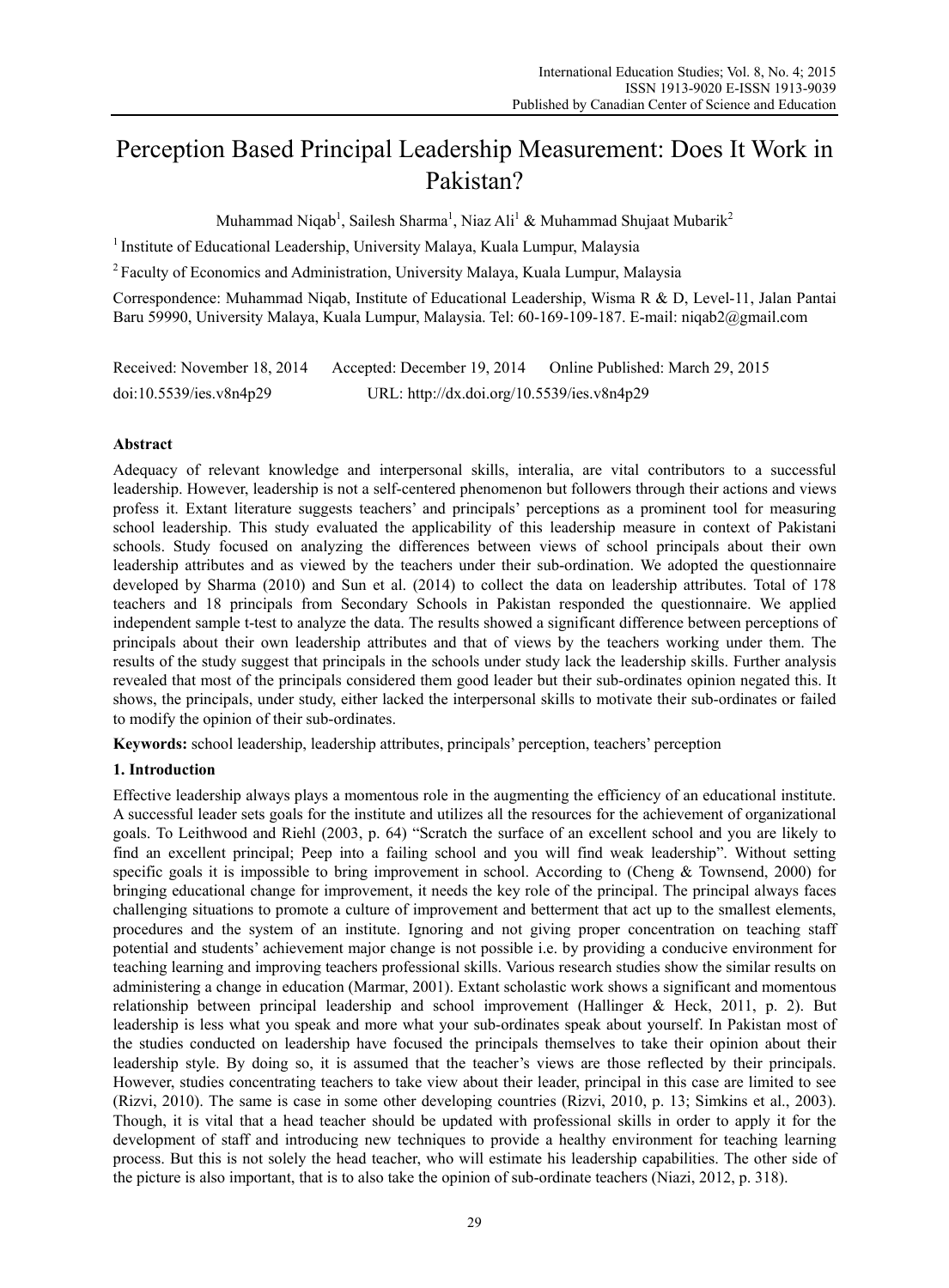# Perception Based Principal Leadership Measurement: Does It Work in Pakistan?

Muhammad Niqab[1], Sailesh Sharma[1], Niaz Ali[1] & Muhammad Shujaat Mubarik[2]

[1] Institute of Educational Leadership, University Malaya, Kuala Lumpur, Malaysia

[2] Faculty of Economics and Administration, University Malaya, Kuala Lumpur, Malaysia

Correspondence: Muhammad Niqab, Institute of Educational Leadership, Wisma R & D, Level-11, Jalan Pantai Baru 59990, University Malaya, Kuala Lumpur, Malaysia. Tel: 60-169-109-187. E-mail: niqab2@gmail.com

Received: November 18, 2014 Accepted: December 19, 2014 Online Published: March 29, 2015

doi:10.5539/ies.v8n4p29 URL: http://dx.doi.org/10.5539/ies.v8n4p29

## Abstract

Adequacy of relevant knowledge and interpersonal skills, interalia, are vital contributors to a successful leadership. However, leadership is not a self-centered phenomenon but followers through their actions and views profess it. Extant literature suggests teachers' and principals' perceptions as a prominent tool for measuring school leadership. This study evaluated the applicability of this leadership measure in context of Pakistani schools. Study focused on analyzing the differences between views of school principals about their own leadership attributes and as viewed by the teachers under their sub-ordination. We adopted the questionnaire developed by Sharma (2010) and Sun et al. (2014) to collect the data on leadership attributes. Total of 178 teachers and 18 principals from Secondary Schools in Pakistan responded the questionnaire. We applied independent sample t-test to analyze the data. The results showed a significant difference between perceptions of principals about their own leadership attributes and that of views by the teachers working under them. The results of the study suggest that principals in the schools under study lack the leadership skills. Further analysis revealed that most of the principals considered them good leader but their sub-ordinates opinion negated this. It shows, the principals, under study, either lacked the interpersonal skills to motivate their sub-ordinates or failed to modify the opinion of their sub-ordinates.

**Keywords:** school leadership, leadership attributes, principals' perception, teachers' perception

## 1. Introduction

Effective leadership always plays a momentous role in the augmenting the efficiency of an educational institute. A successful leader sets goals for the institute and utilizes all the resources for the achievement of organizational goals. To Leithwood and Riehl (2003, p. 64) "Scratch the surface of an excellent school and you are likely to find an excellent principal; Peep into a failing school and you will find weak leadership". Without setting specific goals it is impossible to bring improvement in school. According to (Cheng & Townsend, 2000) for bringing educational change for improvement, it needs the key role of the principal. The principal always faces challenging situations to promote a culture of improvement and betterment that act up to the smallest elements, procedures and the system of an institute. Ignoring and not giving proper concentration on teaching staff potential and students' achievement major change is not possible i.e. by providing a conducive environment for teaching learning and improving teachers professional skills. Various research studies show the similar results on administering a change in education (Marmar, 2001). Extant scholastic work shows a significant and momentous relationship between principal leadership and school improvement (Hallinger & Heck, 2011, p. 2). But leadership is less what you speak and more what your sub-ordinates speak about yourself. In Pakistan most of the studies conducted on leadership have focused the principals themselves to take their opinion about their leadership style. By doing so, it is assumed that the teacher's views are those reflected by their principals. However, studies concentrating teachers to take view about their leader, principal in this case are limited to see (Rizvi, 2010). The same is case in some other developing countries (Rizvi, 2010, p. 13; Simkins et al., 2003). Though, it is vital that a head teacher should be updated with professional skills in order to apply it for the development of staff and introducing new techniques to provide a healthy environment for teaching learning process. But this is not solely the head teacher, who will estimate his leadership capabilities. The other side of the picture is also important, that is to also take the opinion of sub-ordinate teachers (Niazi, 2012, p. 318).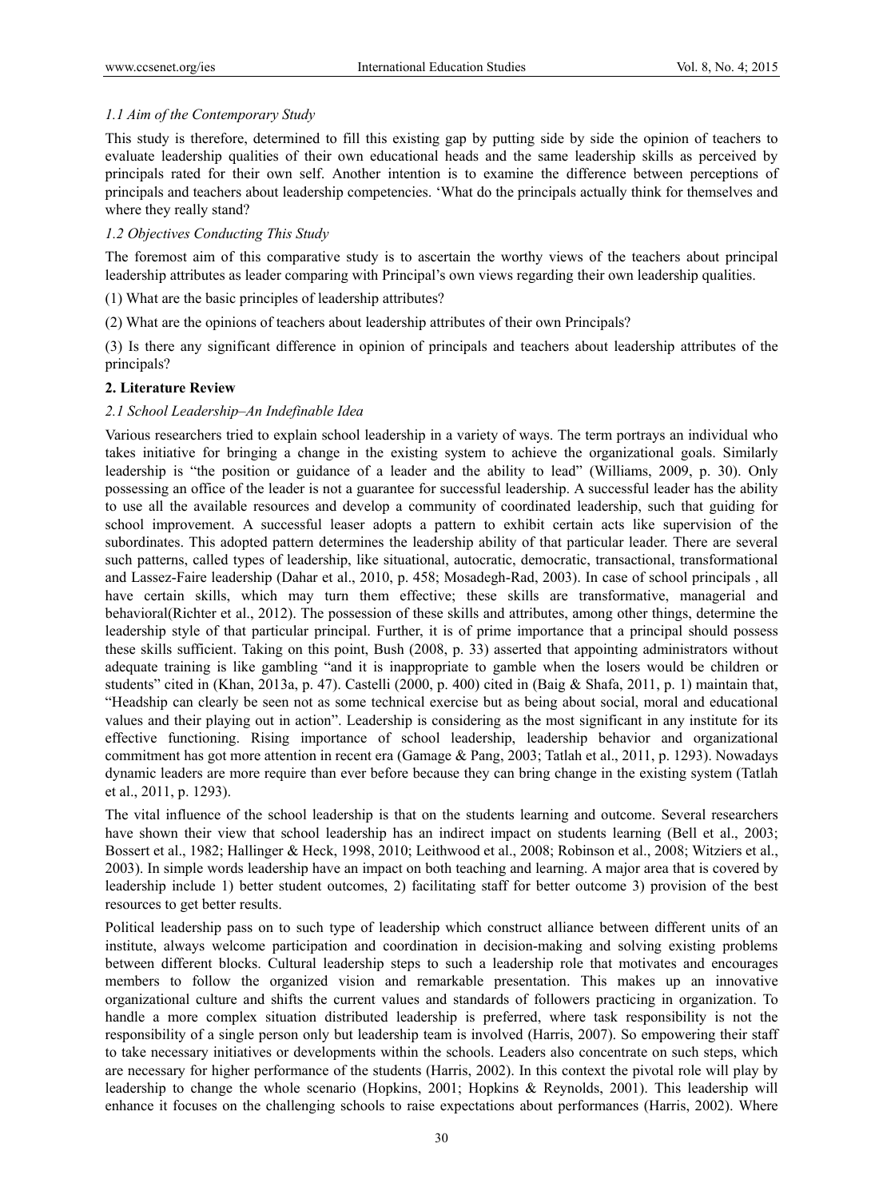### *1.1 Aim of the Contemporary Study*

This study is therefore, determined to fill this existing gap by putting side by side the opinion of teachers to evaluate leadership qualities of their own educational heads and the same leadership skills as perceived by principals rated for their own self. Another intention is to examine the difference between perceptions of principals and teachers about leadership competencies. 'What do the principals actually think for themselves and where they really stand?

### *1.2 Objectives Conducting This Study*

The foremost aim of this comparative study is to ascertain the worthy views of the teachers about principal leadership attributes as leader comparing with Principal's own views regarding their own leadership qualities.

(1) What are the basic principles of leadership attributes?

(2) What are the opinions of teachers about leadership attributes of their own Principals?

(3) Is there any significant difference in opinion of principals and teachers about leadership attributes of the principals?

## **2. Literature Review**

### *2.1 School Leadership–An Indefinable Idea*

Various researchers tried to explain school leadership in a variety of ways. The term portrays an individual who takes initiative for bringing a change in the existing system to achieve the organizational goals. Similarly leadership is "the position or guidance of a leader and the ability to lead" (Williams, 2009, p. 30). Only possessing an office of the leader is not a guarantee for successful leadership. A successful leader has the ability to use all the available resources and develop a community of coordinated leadership, such that guiding for school improvement. A successful leaser adopts a pattern to exhibit certain acts like supervision of the subordinates. This adopted pattern determines the leadership ability of that particular leader. There are several such patterns, called types of leadership, like situational, autocratic, democratic, transactional, transformational and Lassez-Faire leadership (Dahar et al., 2010, p. 458; Mosadegh-Rad, 2003). In case of school principals , all have certain skills, which may turn them effective; these skills are transformative, managerial and behavioral(Richter et al., 2012). The possession of these skills and attributes, among other things, determine the leadership style of that particular principal. Further, it is of prime importance that a principal should possess these skills sufficient. Taking on this point, Bush (2008, p. 33) asserted that appointing administrators without adequate training is like gambling "and it is inappropriate to gamble when the losers would be children or students" cited in (Khan, 2013a, p. 47). Castelli (2000, p. 400) cited in (Baig & Shafa, 2011, p. 1) maintain that, "Headship can clearly be seen not as some technical exercise but as being about social, moral and educational values and their playing out in action". Leadership is considering as the most significant in any institute for its effective functioning. Rising importance of school leadership, leadership behavior and organizational commitment has got more attention in recent era (Gamage & Pang, 2003; Tatlah et al., 2011, p. 1293). Nowadays dynamic leaders are more require than ever before because they can bring change in the existing system (Tatlah et al., 2011, p. 1293).

The vital influence of the school leadership is that on the students learning and outcome. Several researchers have shown their view that school leadership has an indirect impact on students learning (Bell et al., 2003; Bossert et al., 1982; Hallinger & Heck, 1998, 2010; Leithwood et al., 2008; Robinson et al., 2008; Witziers et al., 2003). In simple words leadership have an impact on both teaching and learning. A major area that is covered by leadership include 1) better student outcomes, 2) facilitating staff for better outcome 3) provision of the best resources to get better results.

Political leadership pass on to such type of leadership which construct alliance between different units of an institute, always welcome participation and coordination in decision-making and solving existing problems between different blocks. Cultural leadership steps to such a leadership role that motivates and encourages members to follow the organized vision and remarkable presentation. This makes up an innovative organizational culture and shifts the current values and standards of followers practicing in organization. To handle a more complex situation distributed leadership is preferred, where task responsibility is not the responsibility of a single person only but leadership team is involved (Harris, 2007). So empowering their staff to take necessary initiatives or developments within the schools. Leaders also concentrate on such steps, which are necessary for higher performance of the students (Harris, 2002). In this context the pivotal role will play by leadership to change the whole scenario (Hopkins, 2001; Hopkins & Reynolds, 2001). This leadership will enhance it focuses on the challenging schools to raise expectations about performances (Harris, 2002). Where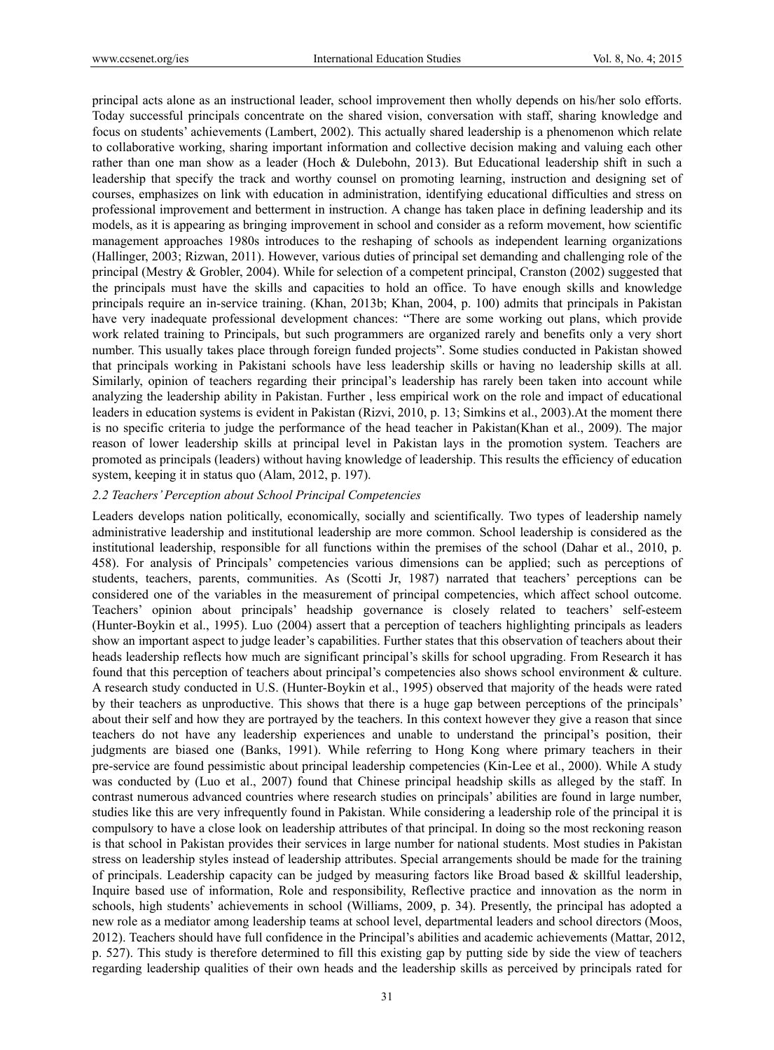principal acts alone as an instructional leader, school improvement then wholly depends on his/her solo efforts. Today successful principals concentrate on the shared vision, conversation with staff, sharing knowledge and focus on students' achievements (Lambert, 2002). This actually shared leadership is a phenomenon which relate to collaborative working, sharing important information and collective decision making and valuing each other rather than one man show as a leader (Hoch & Dulebohn, 2013). But Educational leadership shift in such a leadership that specify the track and worthy counsel on promoting learning, instruction and designing set of courses, emphasizes on link with education in administration, identifying educational difficulties and stress on professional improvement and betterment in instruction. A change has taken place in defining leadership and its models, as it is appearing as bringing improvement in school and consider as a reform movement, how scientific management approaches 1980s introduces to the reshaping of schools as independent learning organizations (Hallinger, 2003; Rizwan, 2011). However, various duties of principal set demanding and challenging role of the principal (Mestry & Grobler, 2004). While for selection of a competent principal, Cranston (2002) suggested that the principals must have the skills and capacities to hold an office. To have enough skills and knowledge principals require an in-service training. (Khan, 2013b; Khan, 2004, p. 100) admits that principals in Pakistan have very inadequate professional development chances: "There are some working out plans, which provide work related training to Principals, but such programmers are organized rarely and benefits only a very short number. This usually takes place through foreign funded projects". Some studies conducted in Pakistan showed that principals working in Pakistani schools have less leadership skills or having no leadership skills at all. Similarly, opinion of teachers regarding their principal's leadership has rarely been taken into account while analyzing the leadership ability in Pakistan. Further , less empirical work on the role and impact of educational leaders in education systems is evident in Pakistan (Rizvi, 2010, p. 13; Simkins et al., 2003).At the moment there is no specific criteria to judge the performance of the head teacher in Pakistan(Khan et al., 2009). The major reason of lower leadership skills at principal level in Pakistan lays in the promotion system. Teachers are promoted as principals (leaders) without having knowledge of leadership. This results the efficiency of education system, keeping it in status quo (Alam, 2012, p. 197).

### 2.2 Teachers' Perception about School Principal Competencies

Leaders develops nation politically, economically, socially and scientifically. Two types of leadership namely administrative leadership and institutional leadership are more common. School leadership is considered as the institutional leadership, responsible for all functions within the premises of the school (Dahar et al., 2010, p. 458). For analysis of Principals' competencies various dimensions can be applied; such as perceptions of students, teachers, parents, communities. As (Scotti Jr, 1987) narrated that teachers' perceptions can be considered one of the variables in the measurement of principal competencies, which affect school outcome. Teachers' opinion about principals' headship governance is closely related to teachers' self-esteem (Hunter-Boykin et al., 1995). Luo (2004) assert that a perception of teachers highlighting principals as leaders show an important aspect to judge leader's capabilities. Further states that this observation of teachers about their heads leadership reflects how much are significant principal's skills for school upgrading. From Research it has found that this perception of teachers about principal's competencies also shows school environment & culture. A research study conducted in U.S. (Hunter-Boykin et al., 1995) observed that majority of the heads were rated by their teachers as unproductive. This shows that there is a huge gap between perceptions of the principals' about their self and how they are portrayed by the teachers. In this context however they give a reason that since teachers do not have any leadership experiences and unable to understand the principal's position, their judgments are biased one (Banks, 1991). While referring to Hong Kong where primary teachers in their pre-service are found pessimistic about principal leadership competencies (Kin-Lee et al., 2000). While A study was conducted by (Luo et al., 2007) found that Chinese principal headship skills as alleged by the staff. In contrast numerous advanced countries where research studies on principals' abilities are found in large number, studies like this are very infrequently found in Pakistan. While considering a leadership role of the principal it is compulsory to have a close look on leadership attributes of that principal. In doing so the most reckoning reason is that school in Pakistan provides their services in large number for national students. Most studies in Pakistan stress on leadership styles instead of leadership attributes. Special arrangements should be made for the training of principals. Leadership capacity can be judged by measuring factors like Broad based & skillful leadership, Inquire based use of information, Role and responsibility, Reflective practice and innovation as the norm in schools, high students' achievements in school (Williams, 2009, p. 34). Presently, the principal has adopted a new role as a mediator among leadership teams at school level, departmental leaders and school directors (Moos, 2012). Teachers should have full confidence in the Principal's abilities and academic achievements (Mattar, 2012, p. 527). This study is therefore determined to fill this existing gap by putting side by side the view of teachers regarding leadership qualities of their own heads and the leadership skills as perceived by principals rated for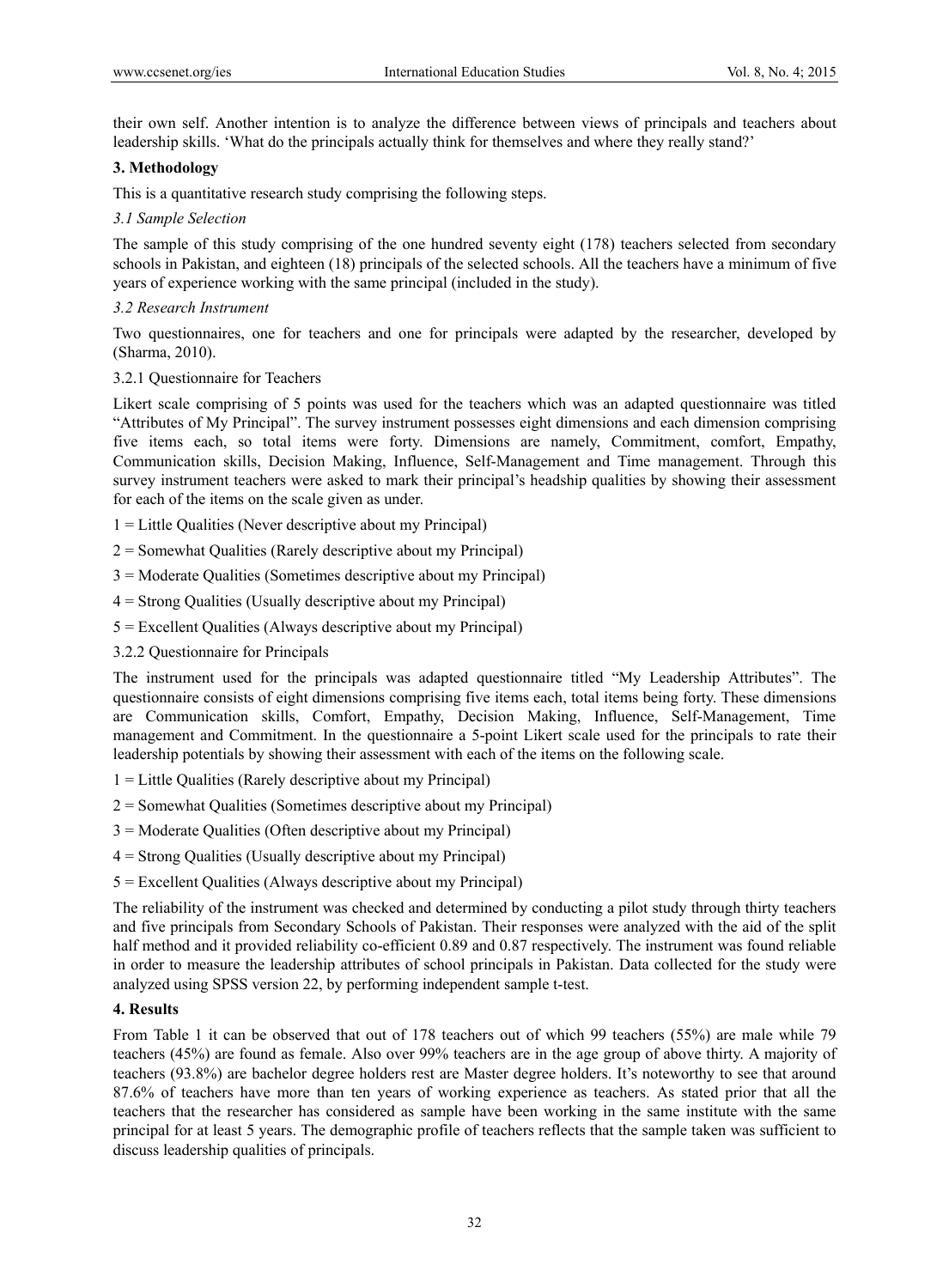their own self. Another intention is to analyze the difference between views of principals and teachers about leadership skills. 'What do the principals actually think for themselves and where they really stand?'

## 3. Methodology

This is a quantitative research study comprising the following steps.

### *3.1 Sample Selection*

The sample of this study comprising of the one hundred seventy eight (178) teachers selected from secondary schools in Pakistan, and eighteen (18) principals of the selected schools. All the teachers have a minimum of five years of experience working with the same principal (included in the study).

### *3.2 Research Instrument*

Two questionnaires, one for teachers and one for principals were adapted by the researcher, developed by (Sharma, 2010).

#### 3.2.1 Questionnaire for Teachers

Likert scale comprising of 5 points was used for the teachers which was an adapted questionnaire was titled "Attributes of My Principal". The survey instrument possesses eight dimensions and each dimension comprising five items each, so total items were forty. Dimensions are namely, Commitment, comfort, Empathy, Communication skills, Decision Making, Influence, Self-Management and Time management. Through this survey instrument teachers were asked to mark their principal's headship qualities by showing their assessment for each of the items on the scale given as under.

1 = Little Qualities (Never descriptive about my Principal)

2 = Somewhat Qualities (Rarely descriptive about my Principal)

3 = Moderate Qualities (Sometimes descriptive about my Principal)

4 = Strong Qualities (Usually descriptive about my Principal)

5 = Excellent Qualities (Always descriptive about my Principal)

#### 3.2.2 Questionnaire for Principals

The instrument used for the principals was adapted questionnaire titled "My Leadership Attributes". The questionnaire consists of eight dimensions comprising five items each, total items being forty. These dimensions are Communication skills, Comfort, Empathy, Decision Making, Influence, Self-Management, Time management and Commitment. In the questionnaire a 5-point Likert scale used for the principals to rate their leadership potentials by showing their assessment with each of the items on the following scale.

1 = Little Qualities (Rarely descriptive about my Principal)

2 = Somewhat Qualities (Sometimes descriptive about my Principal)

3 = Moderate Qualities (Often descriptive about my Principal)

4 = Strong Qualities (Usually descriptive about my Principal)

5 = Excellent Qualities (Always descriptive about my Principal)

The reliability of the instrument was checked and determined by conducting a pilot study through thirty teachers and five principals from Secondary Schools of Pakistan. Their responses were analyzed with the aid of the split half method and it provided reliability co-efficient 0.89 and 0.87 respectively. The instrument was found reliable in order to measure the leadership attributes of school principals in Pakistan. Data collected for the study were analyzed using SPSS version 22, by performing independent sample t-test.

## 4. Results

From Table 1 it can be observed that out of 178 teachers out of which 99 teachers (55%) are male while 79 teachers (45%) are found as female. Also over 99% teachers are in the age group of above thirty. A majority of teachers (93.8%) are bachelor degree holders rest are Master degree holders. It's noteworthy to see that around 87.6% of teachers have more than ten years of working experience as teachers. As stated prior that all the teachers that the researcher has considered as sample have been working in the same institute with the same principal for at least 5 years. The demographic profile of teachers reflects that the sample taken was sufficient to discuss leadership qualities of principals.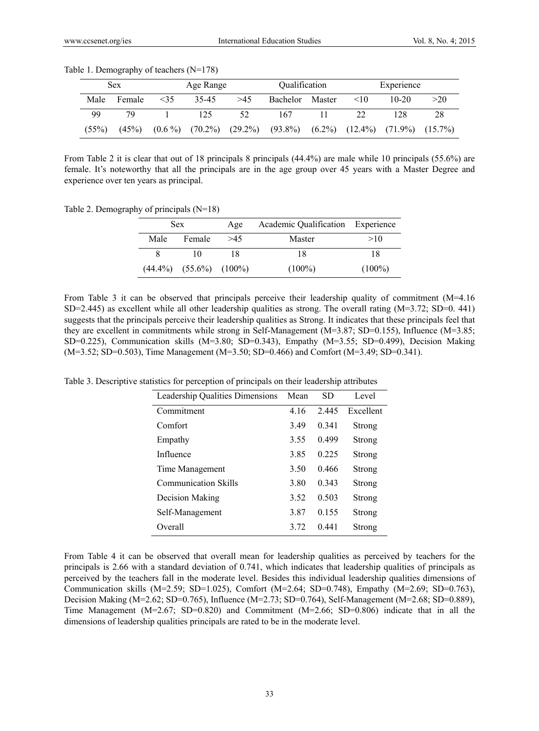Table 1. Demography of teachers (N=178)

| Sex | | Age Range | | | Qualification | | Experience | | |
|---|---|---|---|---|---|---|---|---|---|
| Male | Female | <35 | 35-45 | >45 | Bachelor | Master | <10 | 10-20 | >20 |
| 99 | 79 | 1 | 125 | 52 | 167 | 11 | 22 | 128 | 28 |
| (55%) | (45%) | (0.6 %) | (70.2%) | (29.2%) | (93.8%) | (6.2%) | (12.4%) | (71.9%) | (15.7%) |

From Table 2 it is clear that out of 18 principals 8 principals (44.4%) are male while 10 principals (55.6%) are female. It's noteworthy that all the principals are in the age group over 45 years with a Master Degree and experience over ten years as principal.

Table 2. Demography of principals (N=18)

| Sex | | Age | Academic Qualification | Experience |
|---|---|---|---|---|
| Male | Female | >45 | Master | >10 |
| 8 | 10 | 18 | 18 | 18 |
| (44.4%) | (55.6%) | (100%) | (100%) | (100%) |

From Table 3 it can be observed that principals perceive their leadership quality of commitment (M=4.16 SD=2.445) as excellent while all other leadership qualities as strong. The overall rating (M=3.72; SD=0. 441) suggests that the principals perceive their leadership qualities as Strong. It indicates that these principals feel that they are excellent in commitments while strong in Self-Management (M=3.87; SD=0.155), Influence (M=3.85; SD=0.225), Communication skills (M=3.80; SD=0.343), Empathy (M=3.55; SD=0.499), Decision Making (M=3.52; SD=0.503), Time Management (M=3.50; SD=0.466) and Comfort (M=3.49; SD=0.341).

Table 3. Descriptive statistics for perception of principals on their leadership attributes

| Leadership Qualities Dimensions | Mean | SD | Level |
|---|---|---|---|
| Commitment | 4.16 | 2.445 | Excellent |
| Comfort | 3.49 | 0.341 | Strong |
| Empathy | 3.55 | 0.499 | Strong |
| Influence | 3.85 | 0.225 | Strong |
| Time Management | 3.50 | 0.466 | Strong |
| Communication Skills | 3.80 | 0.343 | Strong |
| Decision Making | 3.52 | 0.503 | Strong |
| Self-Management | 3.87 | 0.155 | Strong |
| Overall | 3.72 | 0.441 | Strong |

From Table 4 it can be observed that overall mean for leadership qualities as perceived by teachers for the principals is 2.66 with a standard deviation of 0.741, which indicates that leadership qualities of principals as perceived by the teachers fall in the moderate level. Besides this individual leadership qualities dimensions of Communication skills (M=2.59; SD=1.025), Comfort (M=2.64; SD=0.748), Empathy (M=2.69; SD=0.763), Decision Making (M=2.62; SD=0.765), Influence (M=2.73; SD=0.764), Self-Management (M=2.68; SD=0.889), Time Management (M=2.67; SD=0.820) and Commitment (M=2.66; SD=0.806) indicate that in all the dimensions of leadership qualities principals are rated to be in the moderate level.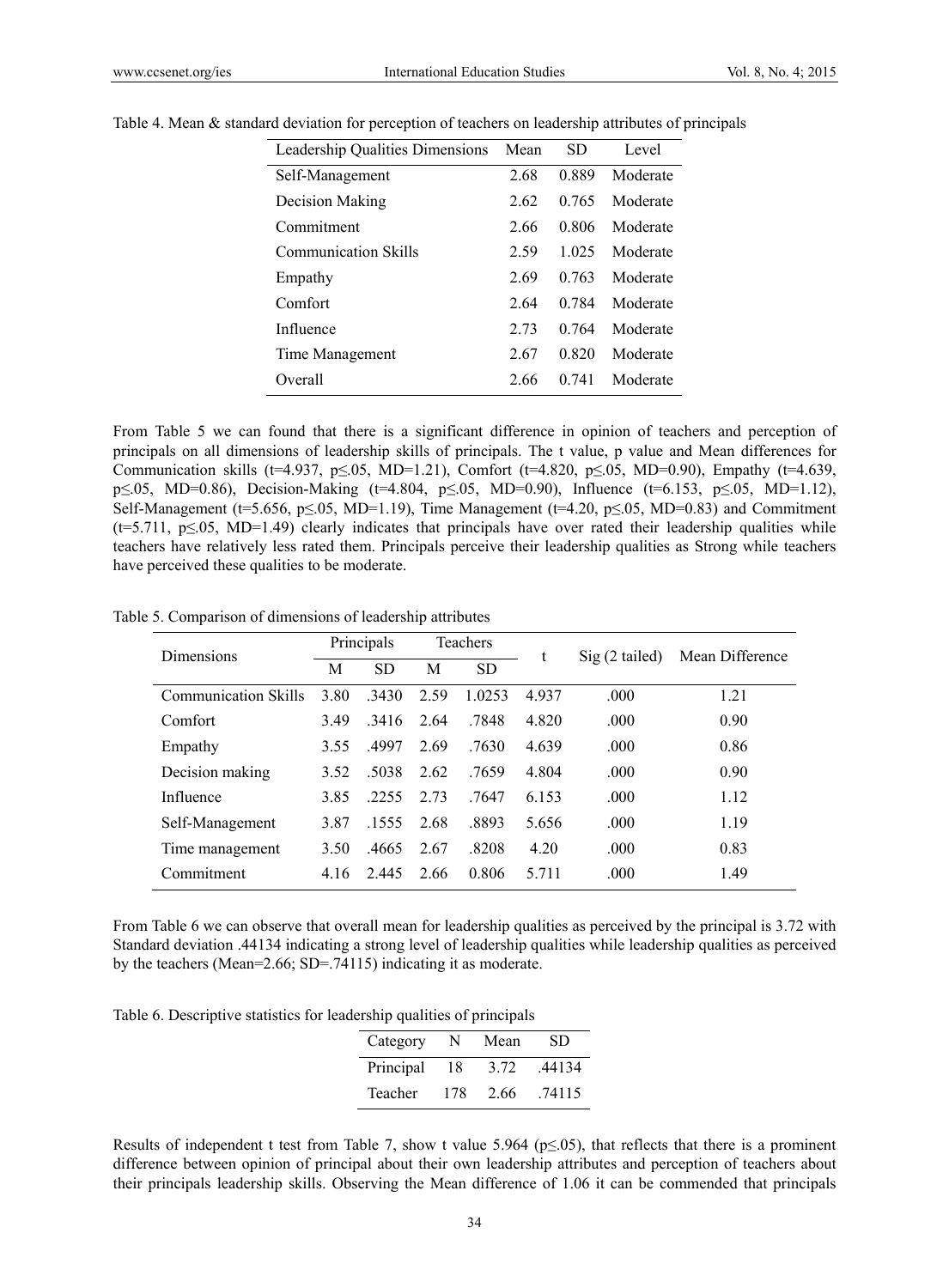Table 4. Mean & standard deviation for perception of teachers on leadership attributes of principals

| Leadership Qualities Dimensions | Mean | SD | Level |
|---|---|---|---|
| Self-Management | 2.68 | 0.889 | Moderate |
| Decision Making | 2.62 | 0.765 | Moderate |
| Commitment | 2.66 | 0.806 | Moderate |
| Communication Skills | 2.59 | 1.025 | Moderate |
| Empathy | 2.69 | 0.763 | Moderate |
| Comfort | 2.64 | 0.784 | Moderate |
| Influence | 2.73 | 0.764 | Moderate |
| Time Management | 2.67 | 0.820 | Moderate |
| Overall | 2.66 | 0.741 | Moderate |

From Table 5 we can found that there is a significant difference in opinion of teachers and perception of principals on all dimensions of leadership skills of principals. The t value, p value and Mean differences for Communication skills ($t=4.937$, $p \leq .05$, MD=1.21), Comfort ($t=4.820$, $p \leq .05$, MD=0.90), Empathy ($t=4.639$, $p \leq .05$, MD=0.86), Decision-Making ($t=4.804$, $p \leq .05$, MD=0.90), Influence ($t=6.153$, $p \leq .05$, MD=1.12), Self-Management ($t=5.656$, $p \leq .05$, MD=1.19), Time Management ($t=4.20$, $p \leq .05$, MD=0.83) and Commitment ($t=5.711$, $p \leq .05$, MD=1.49) clearly indicates that principals have over rated their leadership qualities while teachers have relatively less rated them. Principals perceive their leadership qualities as Strong while teachers have perceived these qualities to be moderate.

Table 5. Comparison of dimensions of leadership attributes

| Dimensions | Principals | | Teachers | | t | Sig (2 tailed) | Mean Difference |
|---|---|---|---|---|---|---|---|
| | M | SD | M | SD | | | |
| Communication Skills | 3.80 | .3430 | 2.59 | 1.0253 | 4.937 | .000 | 1.21 |
| Comfort | 3.49 | .3416 | 2.64 | .7848 | 4.820 | .000 | 0.90 |
| Empathy | 3.55 | .4997 | 2.69 | .7630 | 4.639 | .000 | 0.86 |
| Decision making | 3.52 | .5038 | 2.62 | .7659 | 4.804 | .000 | 0.90 |
| Influence | 3.85 | .2255 | 2.73 | .7647 | 6.153 | .000 | 1.12 |
| Self-Management | 3.87 | .1555 | 2.68 | .8893 | 5.656 | .000 | 1.19 |
| Time management | 3.50 | .4665 | 2.67 | .8208 | 4.20 | .000 | 0.83 |
| Commitment | 4.16 | 2.445 | 2.66 | 0.806 | 5.711 | .000 | 1.49 |

From Table 6 we can observe that overall mean for leadership qualities as perceived by the principal is 3.72 with Standard deviation .44134 indicating a strong level of leadership qualities while leadership qualities as perceived by the teachers (Mean=2.66; SD=.74115) indicating it as moderate.

Table 6. Descriptive statistics for leadership qualities of principals

| Category | N | Mean | SD |
|---|---|---|---|
| Principal | 18 | 3.72 | .44134 |
| Teacher | 178 | 2.66 | .74115 |

Results of independent t test from Table 7, show t value 5.964 ($p \leq .05$), that reflects that there is a prominent difference between opinion of principal about their own leadership attributes and perception of teachers about their principals leadership skills. Observing the Mean difference of 1.06 it can be commended that principals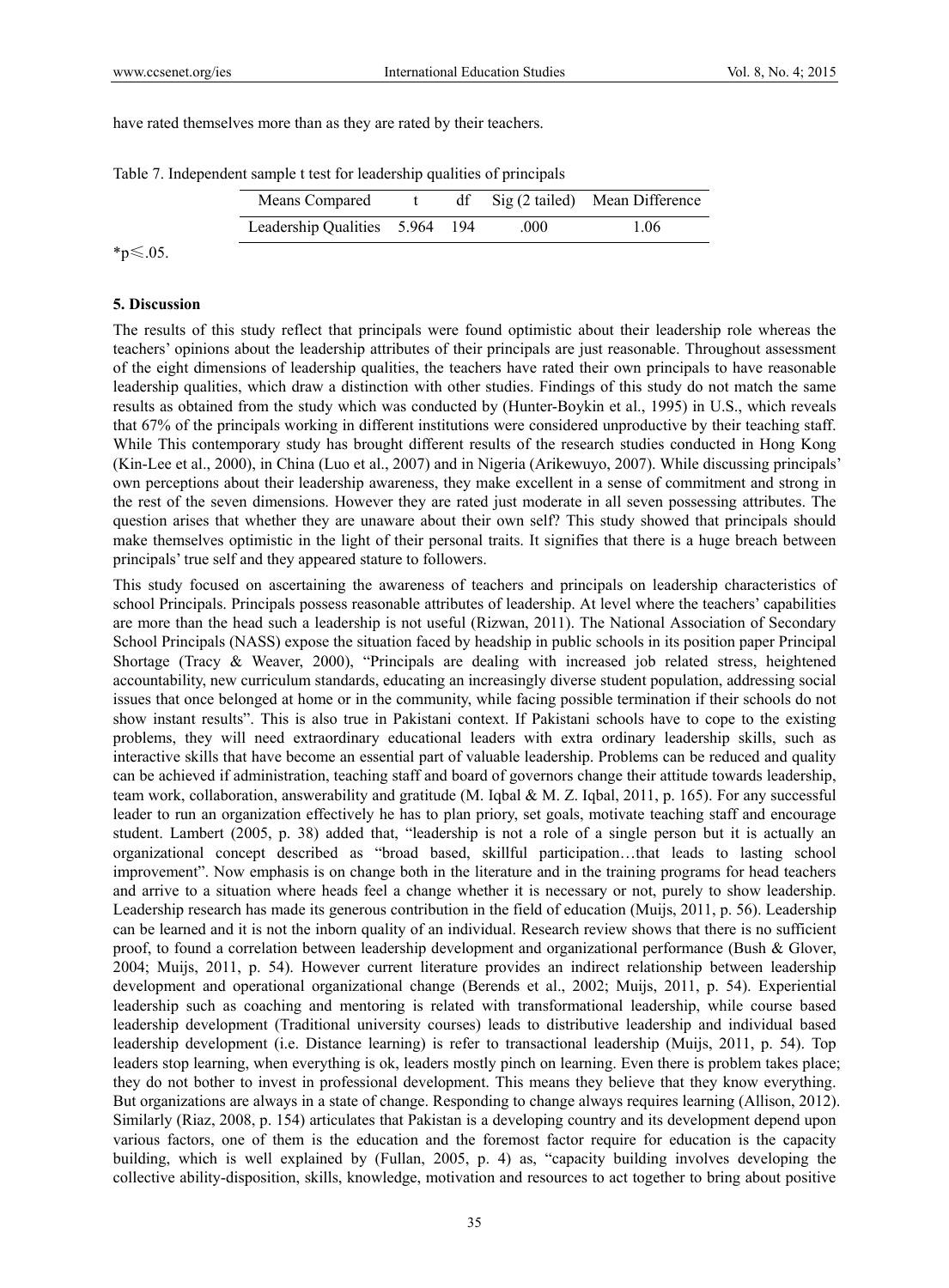have rated themselves more than as they are rated by their teachers.

Table 7. Independent sample t test for leadership qualities of principals

| Means Compared | t | df | Sig (2 tailed) | Mean Difference |
|---|---|---|---|---|
| Leadership Qualities | 5.964 | 194 | .000 | 1.06 |

*$p \leq .05$.

## 5. Discussion

The results of this study reflect that principals were found optimistic about their leadership role whereas the teachers' opinions about the leadership attributes of their principals are just reasonable. Throughout assessment of the eight dimensions of leadership qualities, the teachers have rated their own principals to have reasonable leadership qualities, which draw a distinction with other studies. Findings of this study do not match the same results as obtained from the study which was conducted by (Hunter-Boykin et al., 1995) in U.S., which reveals that 67% of the principals working in different institutions were considered unproductive by their teaching staff. While This contemporary study has brought different results of the research studies conducted in Hong Kong (Kin-Lee et al., 2000), in China (Luo et al., 2007) and in Nigeria (Arikewuyo, 2007). While discussing principals' own perceptions about their leadership awareness, they make excellent in a sense of commitment and strong in the rest of the seven dimensions. However they are rated just moderate in all seven possessing attributes. The question arises that whether they are unaware about their own self? This study showed that principals should make themselves optimistic in the light of their personal traits. It signifies that there is a huge breach between principals' true self and they appeared stature to followers.

This study focused on ascertaining the awareness of teachers and principals on leadership characteristics of school Principals. Principals possess reasonable attributes of leadership. At level where the teachers' capabilities are more than the head such a leadership is not useful (Rizwan, 2011). The National Association of Secondary School Principals (NASS) expose the situation faced by headship in public schools in its position paper Principal Shortage (Tracy & Weaver, 2000), "Principals are dealing with increased job related stress, heightened accountability, new curriculum standards, educating an increasingly diverse student population, addressing social issues that once belonged at home or in the community, while facing possible termination if their schools do not show instant results". This is also true in Pakistani context. If Pakistani schools have to cope to the existing problems, they will need extraordinary educational leaders with extra ordinary leadership skills, such as interactive skills that have become an essential part of valuable leadership. Problems can be reduced and quality can be achieved if administration, teaching staff and board of governors change their attitude towards leadership, team work, collaboration, answerability and gratitude (M. Iqbal & M. Z. Iqbal, 2011, p. 165). For any successful leader to run an organization effectively he has to plan priory, set goals, motivate teaching staff and encourage student. Lambert (2005, p. 38) added that, "leadership is not a role of a single person but it is actually an organizational concept described as "broad based, skillful participation…that leads to lasting school improvement". Now emphasis is on change both in the literature and in the training programs for head teachers and arrive to a situation where heads feel a change whether it is necessary or not, purely to show leadership. Leadership research has made its generous contribution in the field of education (Muijs, 2011, p. 56). Leadership can be learned and it is not the inborn quality of an individual. Research review shows that there is no sufficient proof, to found a correlation between leadership development and organizational performance (Bush & Glover, 2004; Muijs, 2011, p. 54). However current literature provides an indirect relationship between leadership development and operational organizational change (Berends et al., 2002; Muijs, 2011, p. 54). Experiential leadership such as coaching and mentoring is related with transformational leadership, while course based leadership development (Traditional university courses) leads to distributive leadership and individual based leadership development (i.e. Distance learning) is refer to transactional leadership (Muijs, 2011, p. 54). Top leaders stop learning, when everything is ok, leaders mostly pinch on learning. Even there is problem takes place; they do not bother to invest in professional development. This means they believe that they know everything. But organizations are always in a state of change. Responding to change always requires learning (Allison, 2012). Similarly (Riaz, 2008, p. 154) articulates that Pakistan is a developing country and its development depend upon various factors, one of them is the education and the foremost factor require for education is the capacity building, which is well explained by (Fullan, 2005, p. 4) as, "capacity building involves developing the collective ability-disposition, skills, knowledge, motivation and resources to act together to bring about positive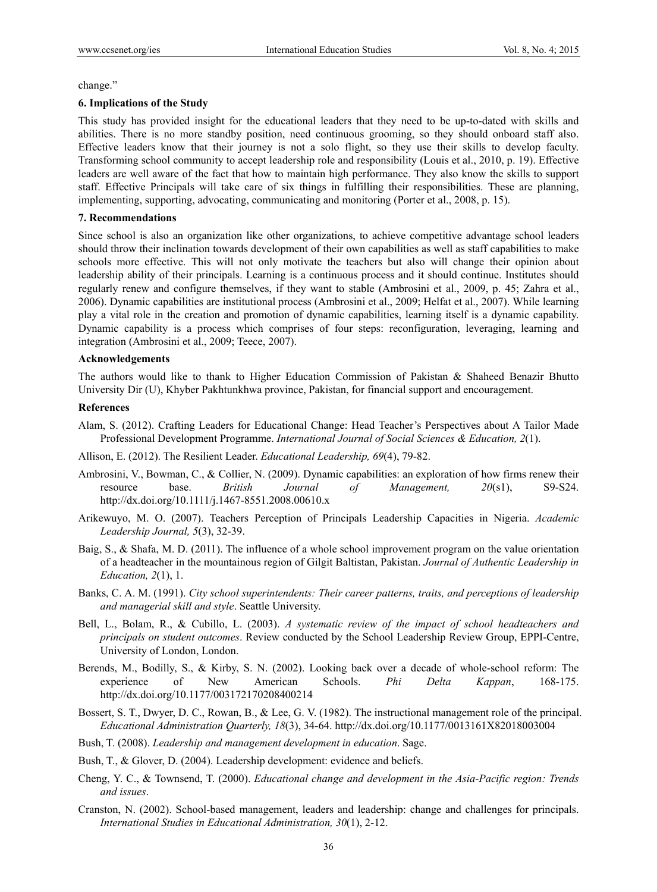change."

## 6. Implications of the Study

This study has provided insight for the educational leaders that they need to be up-to-dated with skills and abilities. There is no more standby position, need continuous grooming, so they should onboard staff also. Effective leaders know that their journey is not a solo flight, so they use their skills to develop faculty. Transforming school community to accept leadership role and responsibility (Louis et al., 2010, p. 19). Effective leaders are well aware of the fact that how to maintain high performance. They also know the skills to support staff. Effective Principals will take care of six things in fulfilling their responsibilities. These are planning, implementing, supporting, advocating, communicating and monitoring (Porter et al., 2008, p. 15).

## 7. Recommendations

Since school is also an organization like other organizations, to achieve competitive advantage school leaders should throw their inclination towards development of their own capabilities as well as staff capabilities to make schools more effective. This will not only motivate the teachers but also will change their opinion about leadership ability of their principals. Learning is a continuous process and it should continue. Institutes should regularly renew and configure themselves, if they want to stable (Ambrosini et al., 2009, p. 45; Zahra et al., 2006). Dynamic capabilities are institutional process (Ambrosini et al., 2009; Helfat et al., 2007). While learning play a vital role in the creation and promotion of dynamic capabilities, learning itself is a dynamic capability. Dynamic capability is a process which comprises of four steps: reconfiguration, leveraging, learning and integration (Ambrosini et al., 2009; Teece, 2007).

## Acknowledgements

The authors would like to thank to Higher Education Commission of Pakistan & Shaheed Benazir Bhutto University Dir (U), Khyber Pakhtunkhwa province, Pakistan, for financial support and encouragement.

## References

Alam, S. (2012). Crafting Leaders for Educational Change: Head Teacher's Perspectives about A Tailor Made Professional Development Programme. *International Journal of Social Sciences & Education, 2*(1).

Allison, E. (2012). The Resilient Leader. *Educational Leadership, 69*(4), 79-82.

Ambrosini, V., Bowman, C., & Collier, N. (2009). Dynamic capabilities: an exploration of how firms renew their resource base. *British Journal of Management, 20*(s1), S9-S24. http://dx.doi.org/10.1111/j.1467-8551.2008.00610.x

Arikewuyo, M. O. (2007). Teachers Perception of Principals Leadership Capacities in Nigeria. *Academic Leadership Journal, 5*(3), 32-39.

Baig, S., & Shafa, M. D. (2011). The influence of a whole school improvement program on the value orientation of a headteacher in the mountainous region of Gilgit Baltistan, Pakistan. *Journal of Authentic Leadership in Education, 2*(1), 1.

Banks, C. A. M. (1991). *City school superintendents: Their career patterns, traits, and perceptions of leadership and managerial skill and style*. Seattle University.

Bell, L., Bolam, R., & Cubillo, L. (2003). *A systematic review of the impact of school headteachers and principals on student outcomes*. Review conducted by the School Leadership Review Group, EPPI-Centre, University of London, London.

Berends, M., Bodilly, S., & Kirby, S. N. (2002). Looking back over a decade of whole-school reform: The experience of New American Schools. *Phi Delta Kappan*, 168-175. http://dx.doi.org/10.1177/003172170208400214

Bossert, S. T., Dwyer, D. C., Rowan, B., & Lee, G. V. (1982). The instructional management role of the principal. *Educational Administration Quarterly, 18*(3), 34-64. http://dx.doi.org/10.1177/0013161X82018003004

Bush, T. (2008). *Leadership and management development in education*. Sage.

Bush, T., & Glover, D. (2004). Leadership development: evidence and beliefs.

Cheng, Y. C., & Townsend, T. (2000). *Educational change and development in the Asia-Pacific region: Trends and issues*.

Cranston, N. (2002). School-based management, leaders and leadership: change and challenges for principals. *International Studies in Educational Administration, 30*(1), 2-12.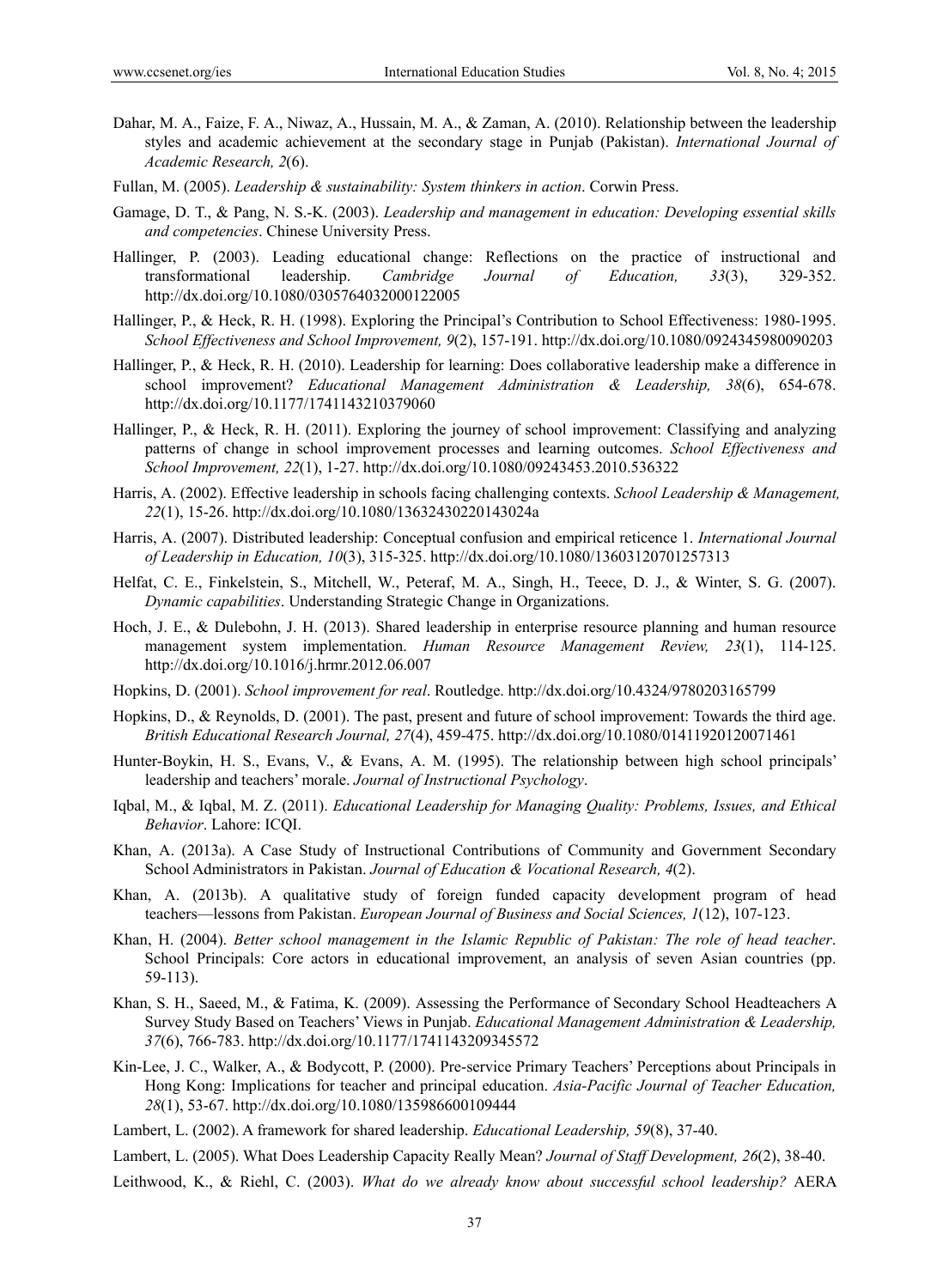Dahar, M. A., Faize, F. A., Niwaz, A., Hussain, M. A., & Zaman, A. (2010). Relationship between the leadership styles and academic achievement at the secondary stage in Punjab (Pakistan). *International Journal of Academic Research, 2*(6).

Fullan, M. (2005). *Leadership & sustainability: System thinkers in action*. Corwin Press.

Gamage, D. T., & Pang, N. S.-K. (2003). *Leadership and management in education: Developing essential skills and competencies*. Chinese University Press.

Hallinger, P. (2003). Leading educational change: Reflections on the practice of instructional and transformational leadership. *Cambridge Journal of Education, 33*(3), 329-352. http://dx.doi.org/10.1080/0305764032000122005

Hallinger, P., & Heck, R. H. (1998). Exploring the Principal's Contribution to School Effectiveness: 1980-1995. *School Effectiveness and School Improvement, 9*(2), 157-191. http://dx.doi.org/10.1080/0924345980090203

Hallinger, P., & Heck, R. H. (2010). Leadership for learning: Does collaborative leadership make a difference in school improvement? *Educational Management Administration & Leadership, 38*(6), 654-678. http://dx.doi.org/10.1177/1741143210379060

Hallinger, P., & Heck, R. H. (2011). Exploring the journey of school improvement: Classifying and analyzing patterns of change in school improvement processes and learning outcomes. *School Effectiveness and School Improvement, 22*(1), 1-27. http://dx.doi.org/10.1080/09243453.2010.536322

Harris, A. (2002). Effective leadership in schools facing challenging contexts. *School Leadership & Management, 22*(1), 15-26. http://dx.doi.org/10.1080/13632430220143024a

Harris, A. (2007). Distributed leadership: Conceptual confusion and empirical reticence 1. *International Journal of Leadership in Education, 10*(3), 315-325. http://dx.doi.org/10.1080/13603120701257313

Helfat, C. E., Finkelstein, S., Mitchell, W., Peteraf, M. A., Singh, H., Teece, D. J., & Winter, S. G. (2007). *Dynamic capabilities*. Understanding Strategic Change in Organizations.

Hoch, J. E., & Dulebohn, J. H. (2013). Shared leadership in enterprise resource planning and human resource management system implementation. *Human Resource Management Review, 23*(1), 114-125. http://dx.doi.org/10.1016/j.hrmr.2012.06.007

Hopkins, D. (2001). *School improvement for real*. Routledge. http://dx.doi.org/10.4324/9780203165799

Hopkins, D., & Reynolds, D. (2001). The past, present and future of school improvement: Towards the third age. *British Educational Research Journal, 27*(4), 459-475. http://dx.doi.org/10.1080/01411920120071461

Hunter-Boykin, H. S., Evans, V., & Evans, A. M. (1995). The relationship between high school principals' leadership and teachers' morale. *Journal of Instructional Psychology*.

Iqbal, M., & Iqbal, M. Z. (2011). *Educational Leadership for Managing Quality: Problems, Issues, and Ethical Behavior*. Lahore: ICQI.

Khan, A. (2013a). A Case Study of Instructional Contributions of Community and Government Secondary School Administrators in Pakistan. *Journal of Education & Vocational Research, 4*(2).

Khan, A. (2013b). A qualitative study of foreign funded capacity development program of head teachers—lessons from Pakistan. *European Journal of Business and Social Sciences, 1*(12), 107-123.

Khan, H. (2004). *Better school management in the Islamic Republic of Pakistan: The role of head teacher*. School Principals: Core actors in educational improvement, an analysis of seven Asian countries (pp. 59-113).

Khan, S. H., Saeed, M., & Fatima, K. (2009). Assessing the Performance of Secondary School Headteachers A Survey Study Based on Teachers' Views in Punjab. *Educational Management Administration & Leadership, 37*(6), 766-783. http://dx.doi.org/10.1177/1741143209345572

Kin-Lee, J. C., Walker, A., & Bodycott, P. (2000). Pre-service Primary Teachers' Perceptions about Principals in Hong Kong: Implications for teacher and principal education. *Asia-Pacific Journal of Teacher Education, 28*(1), 53-67. http://dx.doi.org/10.1080/135986600109444

Lambert, L. (2002). A framework for shared leadership. *Educational Leadership, 59*(8), 37-40.

Lambert, L. (2005). What Does Leadership Capacity Really Mean? *Journal of Staff Development, 26*(2), 38-40.

Leithwood, K., & Riehl, C. (2003). *What do we already know about successful school leadership?* AERA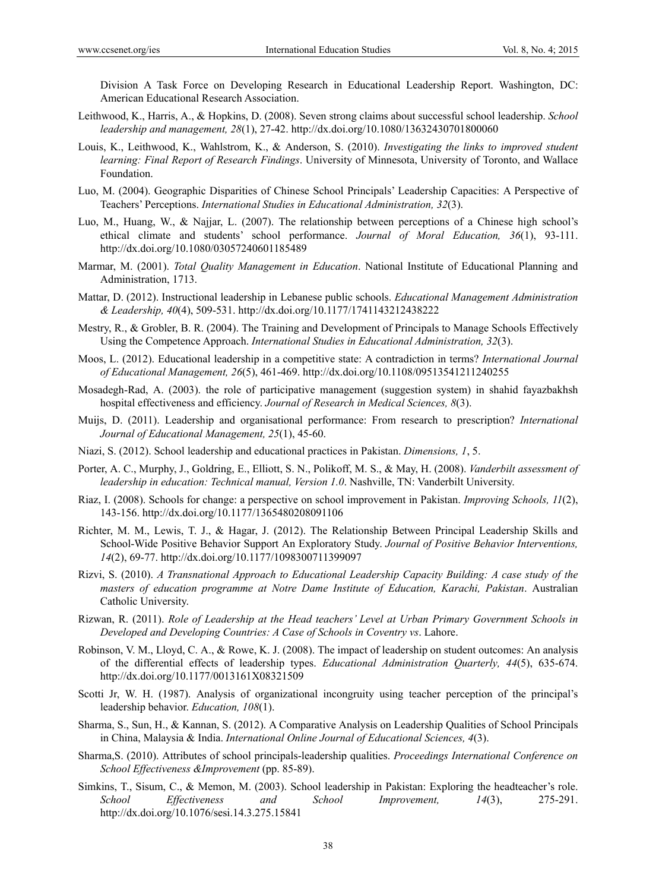Division A Task Force on Developing Research in Educational Leadership Report. Washington, DC: American Educational Research Association.

Leithwood, K., Harris, A., & Hopkins, D. (2008). Seven strong claims about successful school leadership. *School leadership and management, 28*(1), 27-42. http://dx.doi.org/10.1080/13632430701800060

Louis, K., Leithwood, K., Wahlstrom, K., & Anderson, S. (2010). *Investigating the links to improved student learning: Final Report of Research Findings*. University of Minnesota, University of Toronto, and Wallace Foundation.

Luo, M. (2004). Geographic Disparities of Chinese School Principals' Leadership Capacities: A Perspective of Teachers' Perceptions. *International Studies in Educational Administration, 32*(3).

Luo, M., Huang, W., & Najjar, L. (2007). The relationship between perceptions of a Chinese high school's ethical climate and students' school performance. *Journal of Moral Education, 36*(1), 93-111. http://dx.doi.org/10.1080/03057240601185489

Marmar, M. (2001). *Total Quality Management in Education*. National Institute of Educational Planning and Administration, 1713.

Mattar, D. (2012). Instructional leadership in Lebanese public schools. *Educational Management Administration & Leadership, 40*(4), 509-531. http://dx.doi.org/10.1177/1741143212438222

Mestry, R., & Grobler, B. R. (2004). The Training and Development of Principals to Manage Schools Effectively Using the Competence Approach. *International Studies in Educational Administration, 32*(3).

Moos, L. (2012). Educational leadership in a competitive state: A contradiction in terms? *International Journal of Educational Management, 26*(5), 461-469. http://dx.doi.org/10.1108/09513541211240255

Mosadegh-Rad, A. (2003). the role of participative management (suggestion system) in shahid fayazbakhsh hospital effectiveness and efficiency. *Journal of Research in Medical Sciences, 8*(3).

Muijs, D. (2011). Leadership and organisational performance: From research to prescription? *International Journal of Educational Management, 25*(1), 45-60.

Niazi, S. (2012). School leadership and educational practices in Pakistan. *Dimensions, 1*, 5.

Porter, A. C., Murphy, J., Goldring, E., Elliott, S. N., Polikoff, M. S., & May, H. (2008). *Vanderbilt assessment of leadership in education: Technical manual, Version 1.0*. Nashville, TN: Vanderbilt University.

Riaz, I. (2008). Schools for change: a perspective on school improvement in Pakistan. *Improving Schools, 11*(2), 143-156. http://dx.doi.org/10.1177/1365480208091106

Richter, M. M., Lewis, T. J., & Hagar, J. (2012). The Relationship Between Principal Leadership Skills and School-Wide Positive Behavior Support An Exploratory Study. *Journal of Positive Behavior Interventions, 14*(2), 69-77. http://dx.doi.org/10.1177/1098300711399097

Rizvi, S. (2010). *A Transnational Approach to Educational Leadership Capacity Building: A case study of the masters of education programme at Notre Dame Institute of Education, Karachi, Pakistan*. Australian Catholic University.

Rizwan, R. (2011). *Role of Leadership at the Head teachers' Level at Urban Primary Government Schools in Developed and Developing Countries: A Case of Schools in Coventry vs*. Lahore.

Robinson, V. M., Lloyd, C. A., & Rowe, K. J. (2008). The impact of leadership on student outcomes: An analysis of the differential effects of leadership types. *Educational Administration Quarterly, 44*(5), 635-674. http://dx.doi.org/10.1177/0013161X08321509

Scotti Jr, W. H. (1987). Analysis of organizational incongruity using teacher perception of the principal's leadership behavior. *Education, 108*(1).

Sharma, S., Sun, H., & Kannan, S. (2012). A Comparative Analysis on Leadership Qualities of School Principals in China, Malaysia & India. *International Online Journal of Educational Sciences, 4*(3).

Sharma,S. (2010). Attributes of school principals-leadership qualities. *Proceedings International Conference on School Effectiveness &Improvement* (pp. 85-89).

Simkins, T., Sisum, C., & Memon, M. (2003). School leadership in Pakistan: Exploring the headteacher's role. *School Effectiveness and School Improvement, 14*(3), 275-291. http://dx.doi.org/10.1076/sesi.14.3.275.15841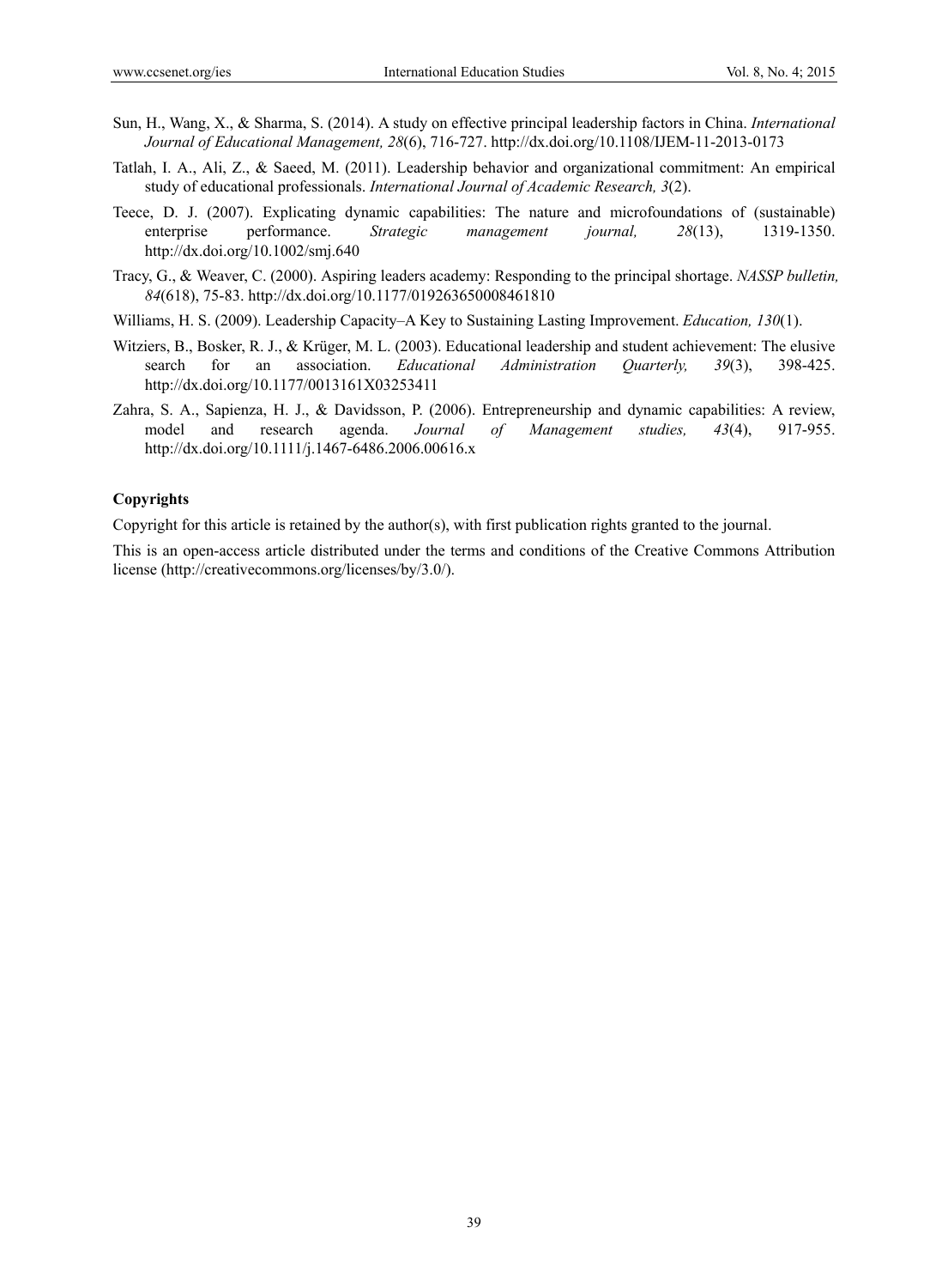Sun, H., Wang, X., & Sharma, S. (2014). A study on effective principal leadership factors in China. *International Journal of Educational Management, 28*(6), 716-727. http://dx.doi.org/10.1108/IJEM-11-2013-0173

Tatlah, I. A., Ali, Z., & Saeed, M. (2011). Leadership behavior and organizational commitment: An empirical study of educational professionals. *International Journal of Academic Research, 3*(2).

Teece, D. J. (2007). Explicating dynamic capabilities: The nature and microfoundations of (sustainable) enterprise performance. *Strategic management journal, 28*(13), 1319-1350. http://dx.doi.org/10.1002/smj.640

Tracy, G., & Weaver, C. (2000). Aspiring leaders academy: Responding to the principal shortage. *NASSP bulletin, 84*(618), 75-83. http://dx.doi.org/10.1177/019263650008461810

Williams, H. S. (2009). Leadership Capacity–A Key to Sustaining Lasting Improvement. *Education, 130*(1).

Witziers, B., Bosker, R. J., & Krüger, M. L. (2003). Educational leadership and student achievement: The elusive search for an association. *Educational Administration Quarterly, 39*(3), 398-425. http://dx.doi.org/10.1177/0013161X03253411

Zahra, S. A., Sapienza, H. J., & Davidsson, P. (2006). Entrepreneurship and dynamic capabilities: A review, model and research agenda. *Journal of Management studies, 43*(4), 917-955. http://dx.doi.org/10.1111/j.1467-6486.2006.00616.x

**Copyrights**

Copyright for this article is retained by the author(s), with first publication rights granted to the journal.

This is an open-access article distributed under the terms and conditions of the Creative Commons Attribution license (http://creativecommons.org/licenses/by/3.0/).